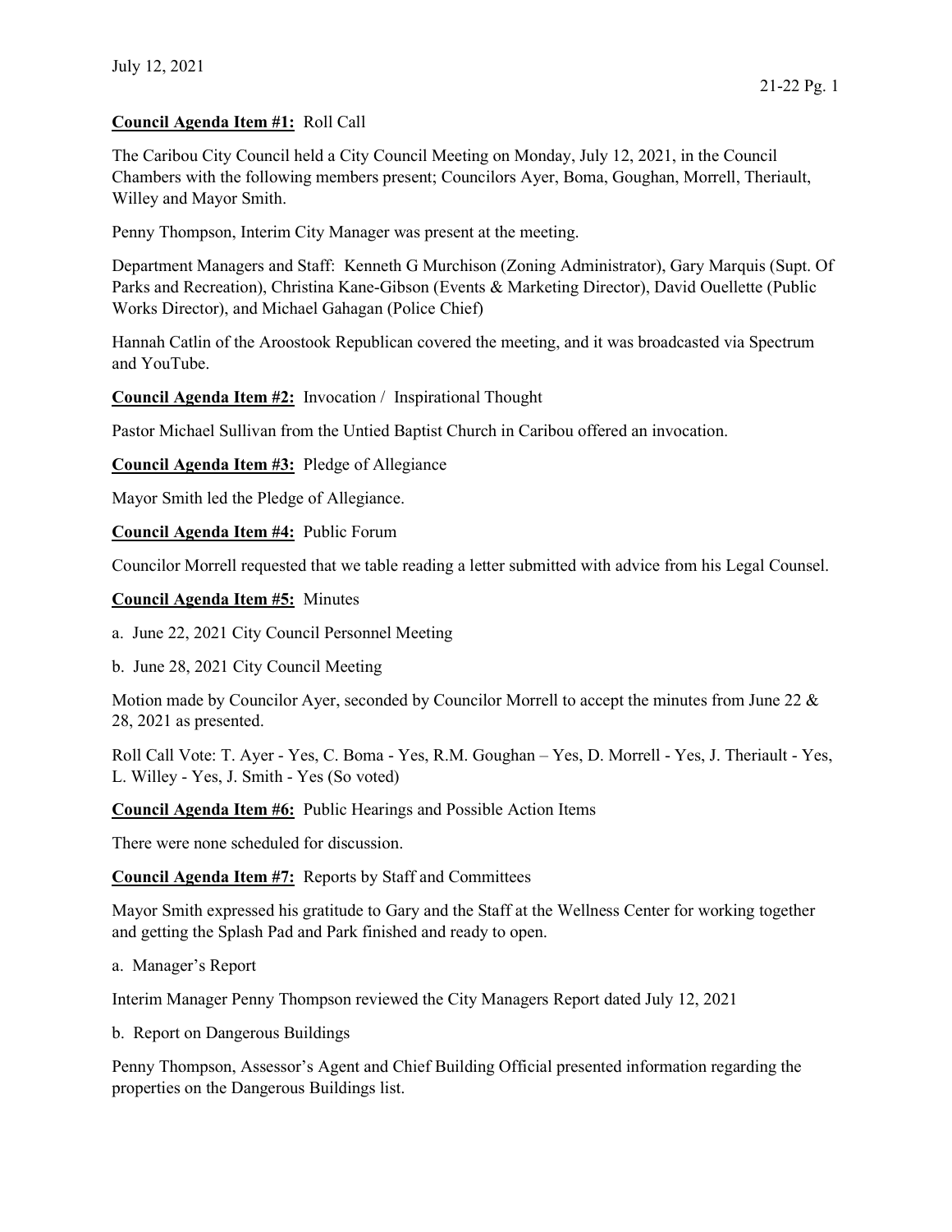July 12, 2021

**Council Agenda Item #1:** Roll Call

The Caribou City Council held a City Council Meeting on Monday, July 12, 2021, in the Council Chambers with the following members present; Councilors Ayer, Boma, Goughan, Morrell, Theriault, Willey and Mayor Smith.

Penny Thompson, Interim City Manager was present at the meeting.

Department Managers and Staff: Kenneth G Murchison (Zoning Administrator), Gary Marquis (Supt. Of Parks and Recreation), Christina Kane-Gibson (Events & Marketing Director), David Ouellette (Public Works Director), and Michael Gahagan (Police Chief)

Hannah Catlin of the Aroostook Republican covered the meeting, and it was broadcasted via Spectrum and YouTube.

**Council Agenda Item #2:** Invocation / Inspirational Thought

Pastor Michael Sullivan from the Untied Baptist Church in Caribou offered an invocation.

**Council Agenda Item #3:** Pledge of Allegiance

Mayor Smith led the Pledge of Allegiance.

**Council Agenda Item #4:** Public Forum

Councilor Morrell requested that we table reading a letter submitted with advice from his Legal Counsel.

**Council Agenda Item #5:** Minutes

a. June 22, 2021 City Council Personnel Meeting

b. June 28, 2021 City Council Meeting

Motion made by Councilor Ayer, seconded by Councilor Morrell to accept the minutes from June 22 & 28, 2021 as presented.

Roll Call Vote: T. Ayer - Yes, C. Boma - Yes, R.M. Goughan – Yes, D. Morrell - Yes, J. Theriault - Yes, L. Willey - Yes, J. Smith - Yes (So voted)

**Council Agenda Item #6:** Public Hearings and Possible Action Items

There were none scheduled for discussion.

**Council Agenda Item #7:** Reports by Staff and Committees

Mayor Smith expressed his gratitude to Gary and the Staff at the Wellness Center for working together and getting the Splash Pad and Park finished and ready to open.

a. Manager's Report

Interim Manager Penny Thompson reviewed the City Managers Report dated July 12, 2021

b. Report on Dangerous Buildings

Penny Thompson, Assessor's Agent and Chief Building Official presented information regarding the properties on the Dangerous Buildings list.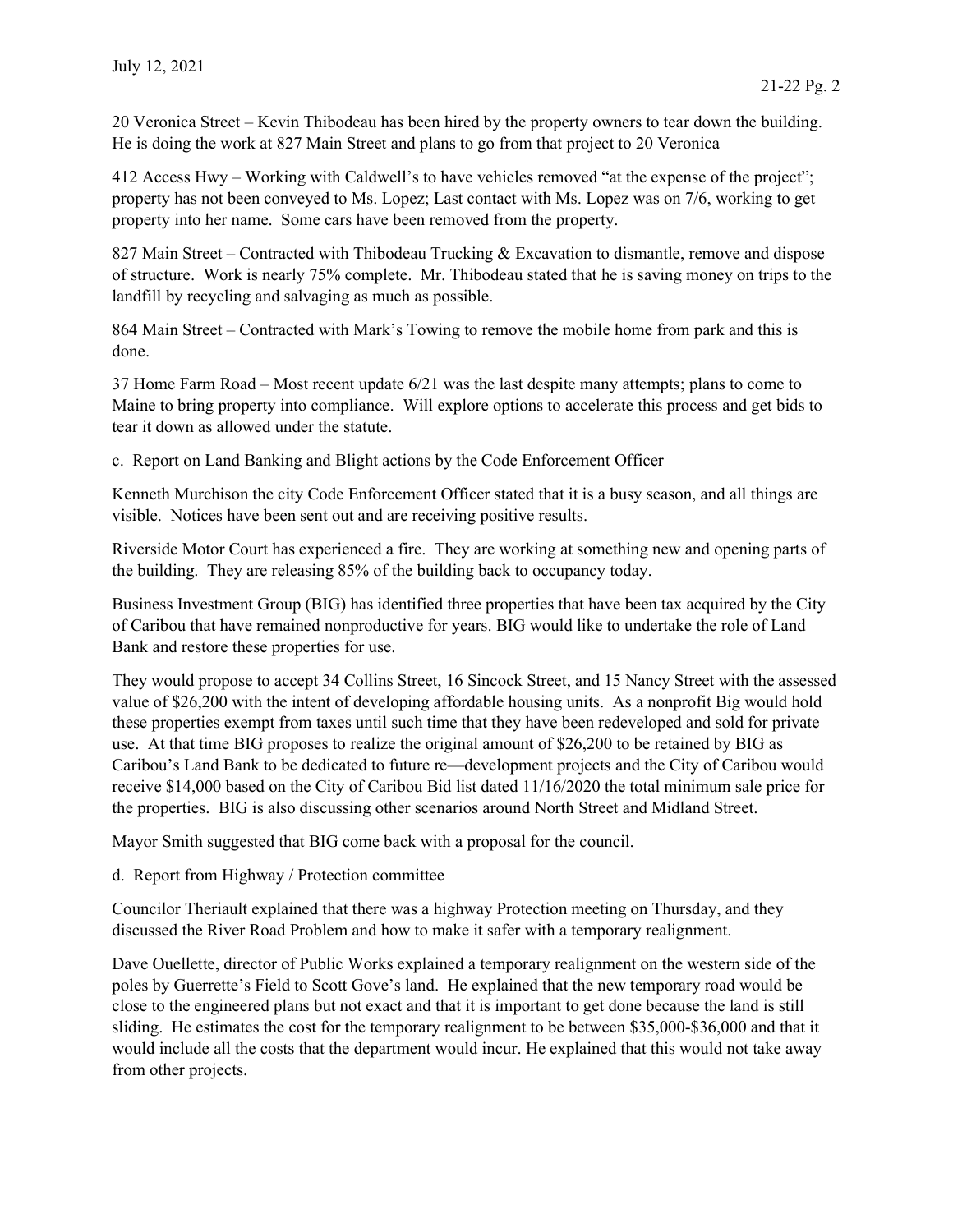20 Veronica Street – Kevin Thibodeau has been hired by the property owners to tear down the building. He is doing the work at 827 Main Street and plans to go from that project to 20 Veronica

412 Access Hwy – Working with Caldwell's to have vehicles removed "at the expense of the project"; property has not been conveyed to Ms. Lopez; Last contact with Ms. Lopez was on 7/6, working to get property into her name. Some cars have been removed from the property.

827 Main Street – Contracted with Thibodeau Trucking & Excavation to dismantle, remove and dispose of structure. Work is nearly 75% complete. Mr. Thibodeau stated that he is saving money on trips to the landfill by recycling and salvaging as much as possible.

864 Main Street – Contracted with Mark's Towing to remove the mobile home from park and this is done.

37 Home Farm Road – Most recent update 6/21 was the last despite many attempts; plans to come to Maine to bring property into compliance. Will explore options to accelerate this process and get bids to tear it down as allowed under the statute.

c. Report on Land Banking and Blight actions by the Code Enforcement Officer

Kenneth Murchison the city Code Enforcement Officer stated that it is a busy season, and all things are visible. Notices have been sent out and are receiving positive results.

Riverside Motor Court has experienced a fire. They are working at something new and opening parts of the building. They are releasing 85% of the building back to occupancy today.

Business Investment Group (BIG) has identified three properties that have been tax acquired by the City of Caribou that have remained nonproductive for years. BIG would like to undertake the role of Land Bank and restore these properties for use.

They would propose to accept 34 Collins Street, 16 Sincock Street, and 15 Nancy Street with the assessed value of $26,200 with the intent of developing affordable housing units. As a nonprofit Big would hold these properties exempt from taxes until such time that they have been redeveloped and sold for private use. At that time BIG proposes to realize the original amount of $26,200 to be retained by BIG as Caribou's Land Bank to be dedicated to future re—development projects and the City of Caribou would receive $14,000 based on the City of Caribou Bid list dated 11/16/2020 the total minimum sale price for the properties. BIG is also discussing other scenarios around North Street and Midland Street.

Mayor Smith suggested that BIG come back with a proposal for the council.

d. Report from Highway / Protection committee

Councilor Theriault explained that there was a highway Protection meeting on Thursday, and they discussed the River Road Problem and how to make it safer with a temporary realignment.

Dave Ouellette, director of Public Works explained a temporary realignment on the western side of the poles by Guerrette's Field to Scott Gove's land. He explained that the new temporary road would be close to the engineered plans but not exact and that it is important to get done because the land is still sliding. He estimates the cost for the temporary realignment to be between $35,000-$36,000 and that it would include all the costs that the department would incur. He explained that this would not take away from other projects.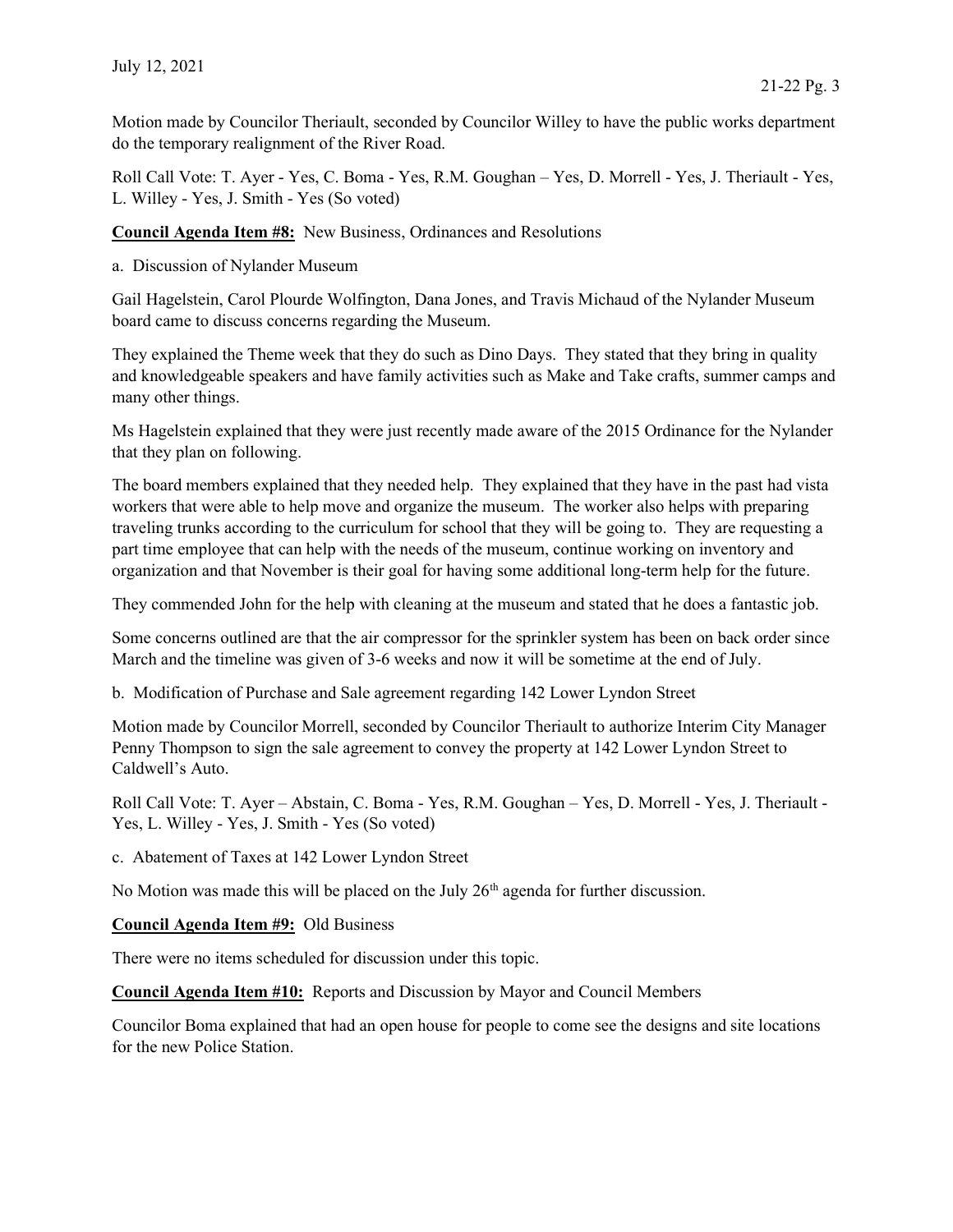Motion made by Councilor Theriault, seconded by Councilor Willey to have the public works department do the temporary realignment of the River Road.

Roll Call Vote: T. Ayer - Yes, C. Boma - Yes, R.M. Goughan – Yes, D. Morrell - Yes, J. Theriault - Yes, L. Willey - Yes, J. Smith - Yes (So voted)

**Council Agenda Item #8:** New Business, Ordinances and Resolutions

a. Discussion of Nylander Museum

Gail Hagelstein, Carol Plourde Wolfington, Dana Jones, and Travis Michaud of the Nylander Museum board came to discuss concerns regarding the Museum.

They explained the Theme week that they do such as Dino Days. They stated that they bring in quality and knowledgeable speakers and have family activities such as Make and Take crafts, summer camps and many other things.

Ms Hagelstein explained that they were just recently made aware of the 2015 Ordinance for the Nylander that they plan on following.

The board members explained that they needed help. They explained that they have in the past had vista workers that were able to help move and organize the museum. The worker also helps with preparing traveling trunks according to the curriculum for school that they will be going to. They are requesting a part time employee that can help with the needs of the museum, continue working on inventory and organization and that November is their goal for having some additional long-term help for the future.

They commended John for the help with cleaning at the museum and stated that he does a fantastic job.

Some concerns outlined are that the air compressor for the sprinkler system has been on back order since March and the timeline was given of 3-6 weeks and now it will be sometime at the end of July.

b. Modification of Purchase and Sale agreement regarding 142 Lower Lyndon Street

Motion made by Councilor Morrell, seconded by Councilor Theriault to authorize Interim City Manager Penny Thompson to sign the sale agreement to convey the property at 142 Lower Lyndon Street to Caldwell's Auto.

Roll Call Vote: T. Ayer – Abstain, C. Boma - Yes, R.M. Goughan – Yes, D. Morrell - Yes, J. Theriault - Yes, L. Willey - Yes, J. Smith - Yes (So voted)

c. Abatement of Taxes at 142 Lower Lyndon Street

No Motion was made this will be placed on the July 26th agenda for further discussion.

**Council Agenda Item #9:** Old Business

There were no items scheduled for discussion under this topic.

**Council Agenda Item #10:** Reports and Discussion by Mayor and Council Members

Councilor Boma explained that had an open house for people to come see the designs and site locations for the new Police Station.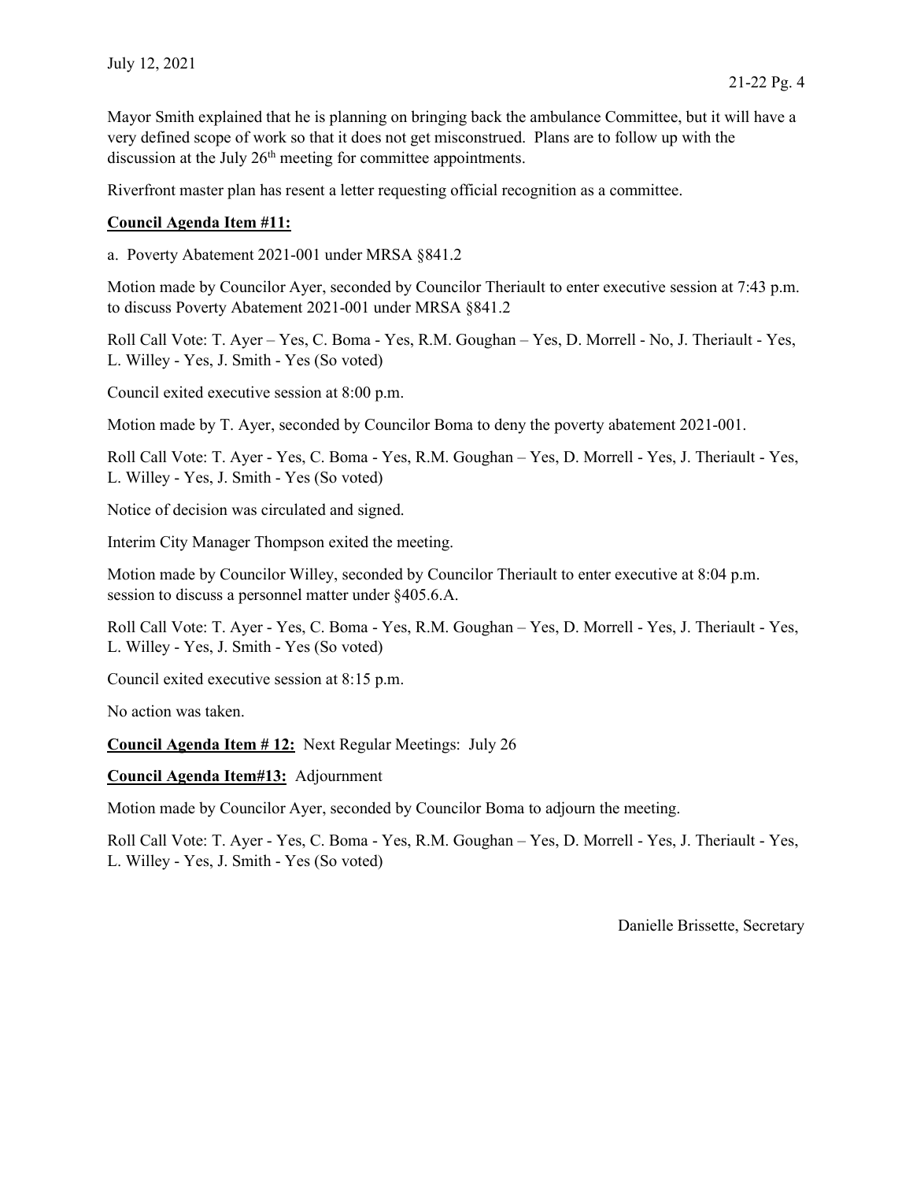Mayor Smith explained that he is planning on bringing back the ambulance Committee, but it will have a very defined scope of work so that it does not get misconstrued. Plans are to follow up with the discussion at the July 26th meeting for committee appointments.

Riverfront master plan has resent a letter requesting official recognition as a committee.

**Council Agenda Item #11:**

a. Poverty Abatement 2021-001 under MRSA §841.2

Motion made by Councilor Ayer, seconded by Councilor Theriault to enter executive session at 7:43 p.m. to discuss Poverty Abatement 2021-001 under MRSA §841.2

Roll Call Vote: T. Ayer – Yes, C. Boma - Yes, R.M. Goughan – Yes, D. Morrell - No, J. Theriault - Yes, L. Willey - Yes, J. Smith - Yes (So voted)

Council exited executive session at 8:00 p.m.

Motion made by T. Ayer, seconded by Councilor Boma to deny the poverty abatement 2021-001.

Roll Call Vote: T. Ayer - Yes, C. Boma - Yes, R.M. Goughan – Yes, D. Morrell - Yes, J. Theriault - Yes, L. Willey - Yes, J. Smith - Yes (So voted)

Notice of decision was circulated and signed.

Interim City Manager Thompson exited the meeting.

Motion made by Councilor Willey, seconded by Councilor Theriault to enter executive at 8:04 p.m. session to discuss a personnel matter under §405.6.A.

Roll Call Vote: T. Ayer - Yes, C. Boma - Yes, R.M. Goughan – Yes, D. Morrell - Yes, J. Theriault - Yes, L. Willey - Yes, J. Smith - Yes (So voted)

Council exited executive session at 8:15 p.m.

No action was taken.

**Council Agenda Item # 12:** Next Regular Meetings: July 26

**Council Agenda Item#13:** Adjournment

Motion made by Councilor Ayer, seconded by Councilor Boma to adjourn the meeting.

Roll Call Vote: T. Ayer - Yes, C. Boma - Yes, R.M. Goughan – Yes, D. Morrell - Yes, J. Theriault - Yes, L. Willey - Yes, J. Smith - Yes (So voted)

Danielle Brissette, Secretary